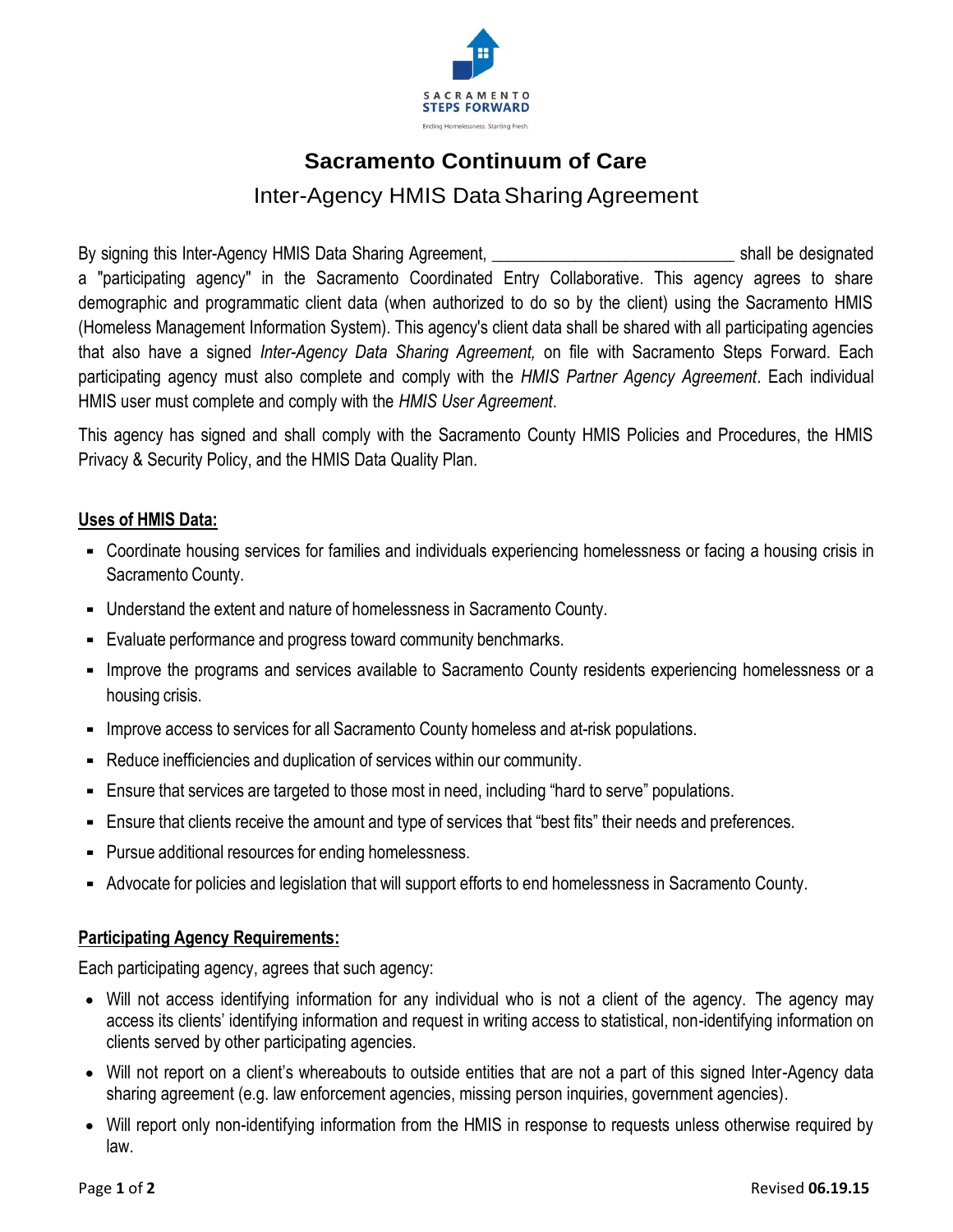SACRAMENTO STEPS FORWARD

Ending Homelessness. Starting Fresh.

# Sacramento Continuum of Care

## Inter-Agency HMIS Data Sharing Agreement

By signing this Inter-Agency HMIS Data Sharing Agreement, ___________________________ shall be designated a "participating agency" in the Sacramento Coordinated Entry Collaborative. This agency agrees to share demographic and programmatic client data (when authorized to do so by the client) using the Sacramento HMIS (Homeless Management Information System). This agency's client data shall be shared with all participating agencies that also have a signed *Inter-Agency Data Sharing Agreement,* on file with Sacramento Steps Forward. Each participating agency must also complete and comply with the *HMIS Partner Agency Agreement*. Each individual HMIS user must complete and comply with the *HMIS User Agreement*.

This agency has signed and shall comply with the Sacramento County HMIS Policies and Procedures, the HMIS Privacy & Security Policy, and the HMIS Data Quality Plan.

**Uses of HMIS Data:**

- Coordinate housing services for families and individuals experiencing homelessness or facing a housing crisis in Sacramento County.
- Understand the extent and nature of homelessness in Sacramento County.
- Evaluate performance and progress toward community benchmarks.
- Improve the programs and services available to Sacramento County residents experiencing homelessness or a housing crisis.
- Improve access to services for all Sacramento County homeless and at-risk populations.
- Reduce inefficiencies and duplication of services within our community.
- Ensure that services are targeted to those most in need, including "hard to serve" populations.
- Ensure that clients receive the amount and type of services that "best fits" their needs and preferences.
- Pursue additional resources for ending homelessness.
- Advocate for policies and legislation that will support efforts to end homelessness in Sacramento County.

**Participating Agency Requirements:**

Each participating agency, agrees that such agency:

- Will not access identifying information for any individual who is not a client of the agency. The agency may access its clients' identifying information and request in writing access to statistical, non-identifying information on clients served by other participating agencies.
- Will not report on a client's whereabouts to outside entities that are not a part of this signed Inter-Agency data sharing agreement (e.g. law enforcement agencies, missing person inquiries, government agencies).
- Will report only non-identifying information from the HMIS in response to requests unless otherwise required by law.

Revised **06.19.15**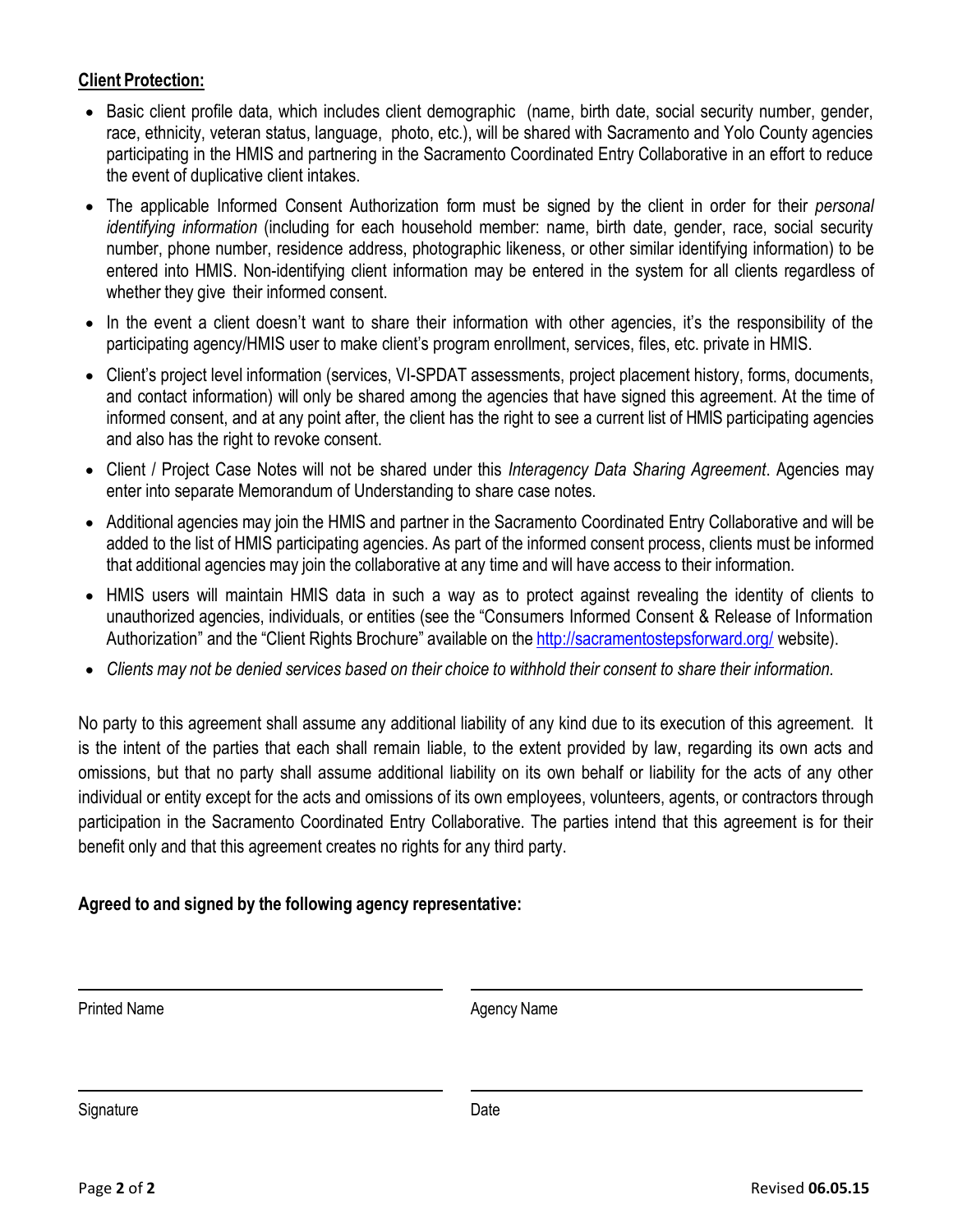**Client Protection:**

- Basic client profile data, which includes client demographic (name, birth date, social security number, gender, race, ethnicity, veteran status, language, photo, etc.), will be shared with Sacramento and Yolo County agencies participating in the HMIS and partnering in the Sacramento Coordinated Entry Collaborative in an effort to reduce the event of duplicative client intakes.
- The applicable Informed Consent Authorization form must be signed by the client in order for their *personal identifying information* (including for each household member: name, birth date, gender, race, social security number, phone number, residence address, photographic likeness, or other similar identifying information) to be entered into HMIS. Non-identifying client information may be entered in the system for all clients regardless of whether they give their informed consent.
- In the event a client doesn't want to share their information with other agencies, it's the responsibility of the participating agency/HMIS user to make client's program enrollment, services, files, etc. private in HMIS.
- Client's project level information (services, VI-SPDAT assessments, project placement history, forms, documents, and contact information) will only be shared among the agencies that have signed this agreement. At the time of informed consent, and at any point after, the client has the right to see a current list of HMIS participating agencies and also has the right to revoke consent.
- Client / Project Case Notes will not be shared under this *Interagency Data Sharing Agreement*. Agencies may enter into separate Memorandum of Understanding to share case notes.
- Additional agencies may join the HMIS and partner in the Sacramento Coordinated Entry Collaborative and will be added to the list of HMIS participating agencies. As part of the informed consent process, clients must be informed that additional agencies may join the collaborative at any time and will have access to their information.
- HMIS users will maintain HMIS data in such a way as to protect against revealing the identity of clients to unauthorized agencies, individuals, or entities (see the "Consumers Informed Consent & Release of Information Authorization" and the "Client Rights Brochure" available on the http://sacramentostepsforward.org/ website).
- *Clients may not be denied services based on their choice to withhold their consent to share their information.*

No party to this agreement shall assume any additional liability of any kind due to its execution of this agreement. It is the intent of the parties that each shall remain liable, to the extent provided by law, regarding its own acts and omissions, but that no party shall assume additional liability on its own behalf or liability for the acts of any other individual or entity except for the acts and omissions of its own employees, volunteers, agents, or contractors through participation in the Sacramento Coordinated Entry Collaborative. The parties intend that this agreement is for their benefit only and that this agreement creates no rights for any third party.

**Agreed to and signed by the following agency representative:**

| | |
|---|---|
| Printed Name | Agency Name |
| Signature | Date |

Revised **06.05.15**